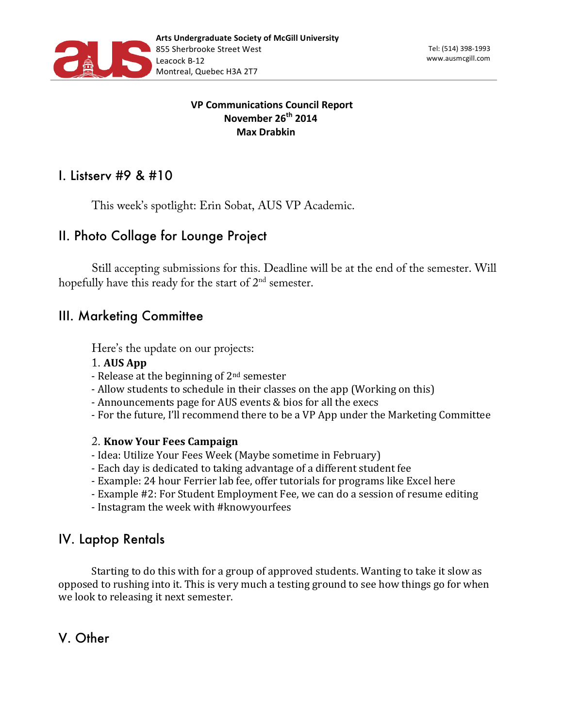**Arts Undergraduate Society of McGill University**
855 Sherbrooke Street West
Leacock B-12
Montreal, Quebec H3A 2T7

Tel: (514) 398-1993
www.ausmcgill.com

**VP Communications Council Report**
**November 26th 2014**
**Max Drabkin**

## I. Listserv #9 & #10

This week's spotlight: Erin Sobat, AUS VP Academic.

## II. Photo Collage for Lounge Project

Still accepting submissions for this. Deadline will be at the end of the semester. Will hopefully have this ready for the start of 2nd semester.

## III. Marketing Committee

Here's the update on our projects:

1. **AUS App**
- Release at the beginning of 2nd semester
- Allow students to schedule in their classes on the app (Working on this)
- Announcements page for AUS events & bios for all the execs
- For the future, I'll recommend there to be a VP App under the Marketing Committee

2. **Know Your Fees Campaign**
- Idea: Utilize Your Fees Week (Maybe sometime in February)
- Each day is dedicated to taking advantage of a different student fee
- Example: 24 hour Ferrier lab fee, offer tutorials for programs like Excel here
- Example #2: For Student Employment Fee, we can do a session of resume editing
- Instagram the week with #knowyourfees

## IV. Laptop Rentals

Starting to do this with for a group of approved students. Wanting to take it slow as opposed to rushing into it. This is very much a testing ground to see how things go for when we look to releasing it next semester.

## V. Other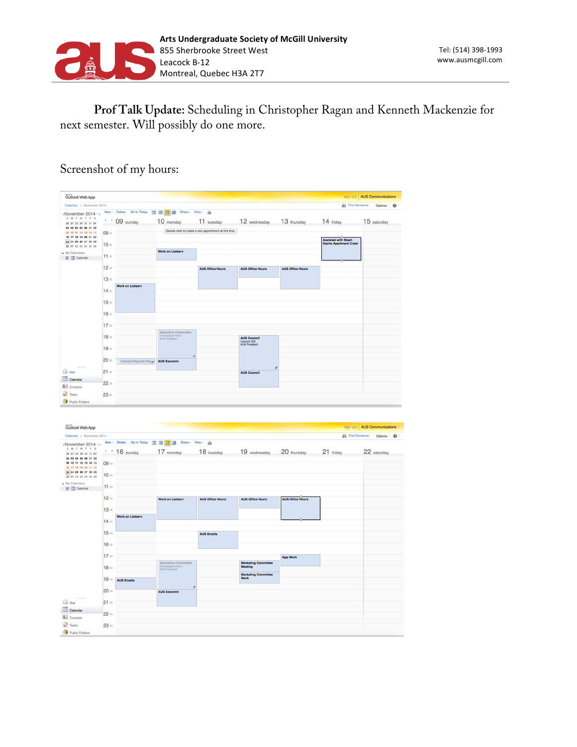**Prof Talk Update:** Scheduling in Christopher Ragan and Kenneth Mackenzie for next semester. Will possibly do one more.

Screenshot of my hours: